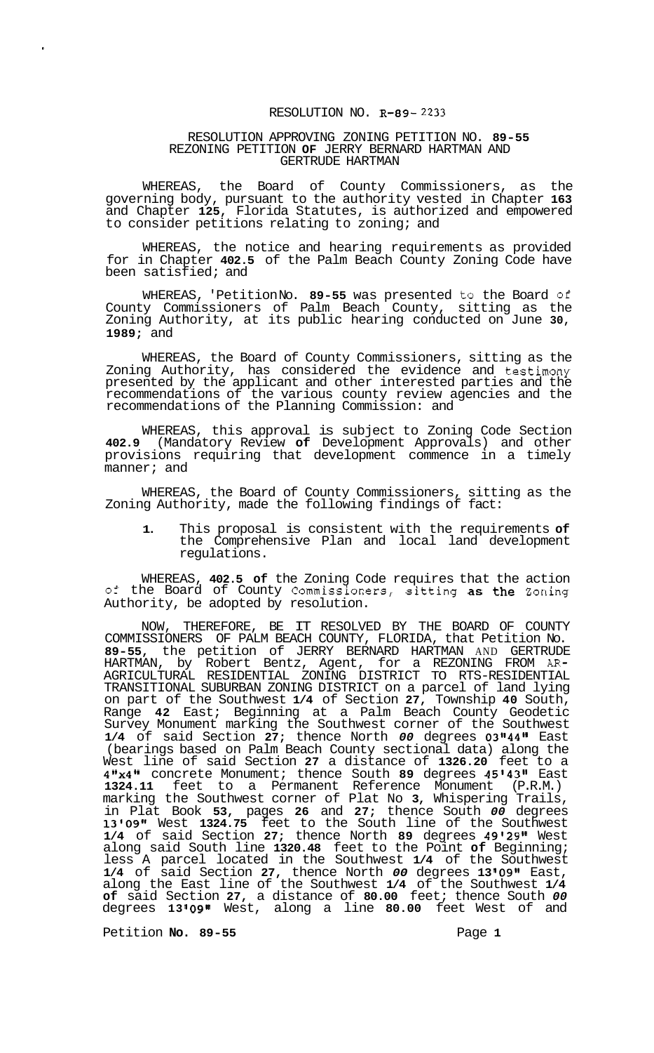# RESOLUTION NO. R-89-2233

## RESOLUTION APPROVING ZONING PETITION NO. 89-55 REZONING PETITION OF JERRY BERNARD HARTMAN AND GERTRUDE HARTMAN

WHEREAS, the Board of County Commissioners, as the governing body, pursuant to the authority vested in Chapter 163 and Chapter 125, Florida Statutes, is authorized and empowered to consider petitions relating to zoning; and

WHEREAS, the notice and hearing requirements as provided for in Chapter 402.5 of the Palm Beach County Zoning Code have been satisfied; and

WHEREAS, Petition No. 89-55 was presented to the Board of County Commissioners of Palm Beach County, sitting as the Zoning Authority, at its public hearing conducted on June 30, 1989; and

WHEREAS, the Board of County Commissioners, sitting as the Zoning Authority, has considered the evidence and testimony presented by the applicant and other interested parties and the recommendations of the various county review agencies and the recommendations of the Planning Commission: and

WHEREAS, this approval is subject to Zoning Code Section 402.9 (Mandatory Review of Development Approvals) and other provisions requiring that development commence in a timely manner; and

WHEREAS, the Board of County Commissioners, sitting as the Zoning Authority, made the following findings of fact:

1. This proposal is consistent with the requirements of the Comprehensive Plan and local land development regulations.

WHEREAS, 402.5 of the Zoning Code requires that the action of the Board of County Commissioners, sitting as the Zoning Authority, be adopted by resolution.

NOW, THEREFORE, BE IT RESOLVED BY THE BOARD OF COUNTY COMMISSIONERS OF PALM BEACH COUNTY, FLORIDA, that Petition No. 89-55, the petition of JERRY BERNARD HARTMAN AND GERTRUDE HARTMAN, by Robert Bentz, Agent, for a REZONING FROM AR-AGRICULTURAL RESIDENTIAL ZONING DISTRICT TO RTS-RESIDENTIAL TRANSITIONAL SUBURBAN ZONING DISTRICT on a parcel of land lying on part of the Southwest 1/4 of Section 27, Township 40 South, Range 42 East; Beginning at a Palm Beach County Geodetic Survey Monument marking the Southwest corner of the Southwest 1/4 of said Section 27; thence North 00 degrees 03"44" East (bearings based on Palm Beach County sectional data) along the West line of said Section 27 a distance of 1326.20 feet to a 4"x4" concrete Monument; thence South 89 degrees 45'43" East 1324.11 feet to a Permanent Reference Monument (P.R.M.) marking the Southwest corner of Plat No 3, Whispering Trails, in Plat Book 53, pages 26 and 27; thence South 00 degrees 13'09" West 1324.75 feet to the South line of the Southwest 1/4 of said Section 27; thence North 89 degrees 49'29" West along said South line 1320.48 feet to the Point of Beginning; less A parcel located in the Southwest 1/4 of the Southwest 1/4 of said Section 27, thence North 00 degrees 13'09" East, along the East line of the Southwest 1/4 of the Southwest 1/4 of said Section 27, a distance of 80.00 feet; thence South 00 degrees 13'09" West, along a line 80.00 feet West of and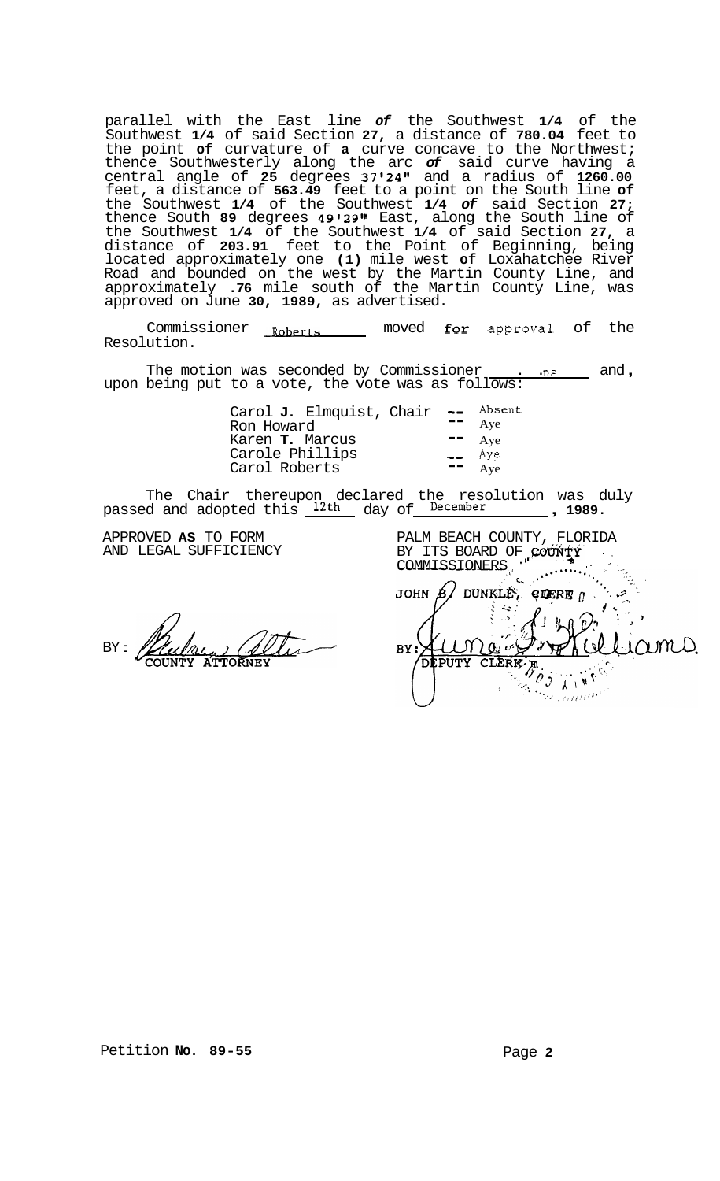parallel with the East line of the Southwest 1/4 of the Southwest 1/4 of said Section 27, a distance of 780.04 feet to the point of curvature of a curve concave to the Northwest; thence Southwesterly along the arc of said curve having a central angle of 25 degrees 37'24" and a radius of 1260.00 feet, a distance of 563.49 feet to a point on the South line of the Southwest 1/4 of the Southwest 1/4 of said Section 27; thence South 89 degrees 49'29" East, along the South line of the Southwest 1/4 of the Southwest 1/4 of said Section 27, a distance of 203.91 feet to the Point of Beginning, being located approximately one (1) mile west of Loxahatchee River Road and bounded on the west by the Martin County Line, and approximately .76 mile south of the Martin County Line, was approved on June 30, 1989, as advertised.

Commissioner Roberts moved for approval of the Resolution.

The motion was seconded by Commissioner . ne and, upon being put to a vote, the vote was as follows:

| | | |
|---|---|---|
| Carol J. Elmquist, Chair | -- | Absent |
| Ron Howard | -- | Aye |
| Karen T. Marcus | -- | Aye |
| Carole Phillips | -- | Aye |
| Carol Roberts | -- | Aye |

The Chair thereupon declared the resolution was duly passed and adopted this 12th day of December, 1989.

APPROVED AS TO FORM AND LEGAL SUFFICIENCY

BY: COUNTY ATTORNEY

PALM BEACH COUNTY, FLORIDA BY ITS BOARD OF COUNTY COMMISSIONERS

JOHN B. DUNKLE, CLERK

BY: DEPUTY CLERK

Petition No. 89-55